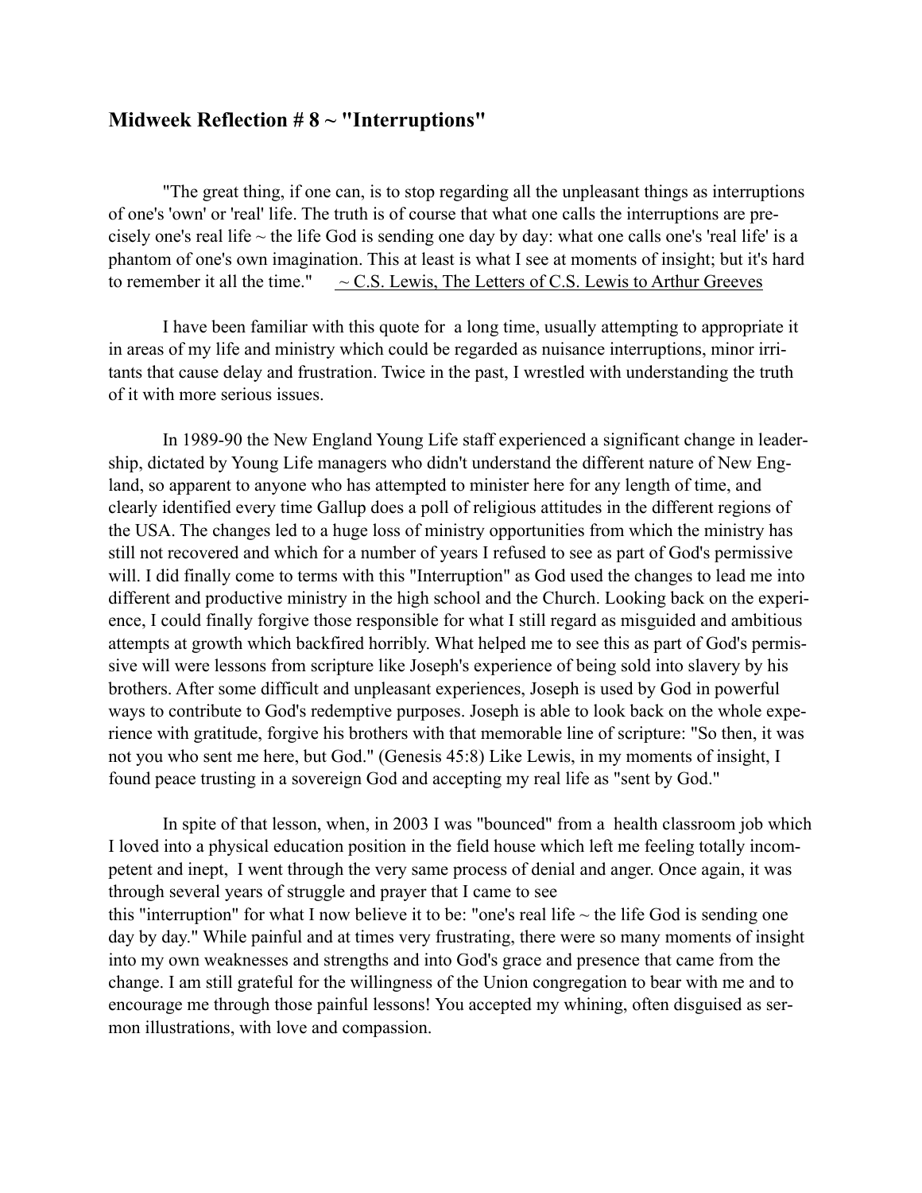### Midweek Reflection # 8 ~ "Interruptions"

"The great thing, if one can, is to stop regarding all the unpleasant things as interruptions of one's 'own' or 'real' life. The truth is of course that what one calls the interruptions are precisely one's real life ~ the life God is sending one day by day: what one calls one's 'real life' is a phantom of one's own imagination. This at least is what I see at moments of insight; but it's hard to remember it all the time." ~ C.S. Lewis, The Letters of C.S. Lewis to Arthur Greeves

I have been familiar with this quote for a long time, usually attempting to appropriate it in areas of my life and ministry which could be regarded as nuisance interruptions, minor irritants that cause delay and frustration. Twice in the past, I wrestled with understanding the truth of it with more serious issues.

In 1989-90 the New England Young Life staff experienced a significant change in leadership, dictated by Young Life managers who didn't understand the different nature of New England, so apparent to anyone who has attempted to minister here for any length of time, and clearly identified every time Gallup does a poll of religious attitudes in the different regions of the USA. The changes led to a huge loss of ministry opportunities from which the ministry has still not recovered and which for a number of years I refused to see as part of God's permissive will. I did finally come to terms with this "Interruption" as God used the changes to lead me into different and productive ministry in the high school and the Church. Looking back on the experience, I could finally forgive those responsible for what I still regard as misguided and ambitious attempts at growth which backfired horribly. What helped me to see this as part of God's permissive will were lessons from scripture like Joseph's experience of being sold into slavery by his brothers. After some difficult and unpleasant experiences, Joseph is used by God in powerful ways to contribute to God's redemptive purposes. Joseph is able to look back on the whole experience with gratitude, forgive his brothers with that memorable line of scripture: "So then, it was not you who sent me here, but God." (Genesis 45:8) Like Lewis, in my moments of insight, I found peace trusting in a sovereign God and accepting my real life as "sent by God."

In spite of that lesson, when, in 2003 I was "bounced" from a health classroom job which I loved into a physical education position in the field house which left me feeling totally incompetent and inept, I went through the very same process of denial and anger. Once again, it was through several years of struggle and prayer that I came to see this "interruption" for what I now believe it to be: "one's real life ~ the life God is sending one day by day." While painful and at times very frustrating, there were so many moments of insight into my own weaknesses and strengths and into God's grace and presence that came from the change. I am still grateful for the willingness of the Union congregation to bear with me and to encourage me through those painful lessons! You accepted my whining, often disguised as sermon illustrations, with love and compassion.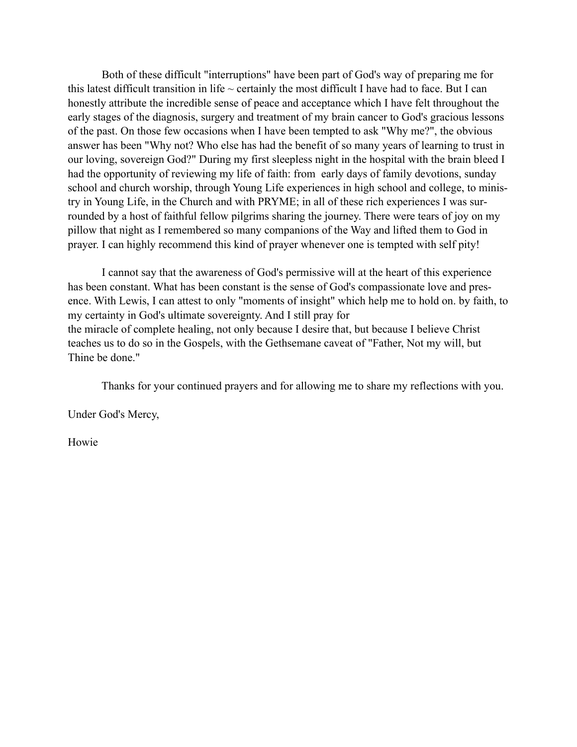Both of these difficult "interruptions" have been part of God's way of preparing me for this latest difficult transition in life ~ certainly the most difficult I have had to face. But I can honestly attribute the incredible sense of peace and acceptance which I have felt throughout the early stages of the diagnosis, surgery and treatment of my brain cancer to God's gracious lessons of the past. On those few occasions when I have been tempted to ask "Why me?", the obvious answer has been "Why not? Who else has had the benefit of so many years of learning to trust in our loving, sovereign God?" During my first sleepless night in the hospital with the brain bleed I had the opportunity of reviewing my life of faith: from early days of family devotions, sunday school and church worship, through Young Life experiences in high school and college, to ministry in Young Life, in the Church and with PRYME; in all of these rich experiences I was surrounded by a host of faithful fellow pilgrims sharing the journey. There were tears of joy on my pillow that night as I remembered so many companions of the Way and lifted them to God in prayer. I can highly recommend this kind of prayer whenever one is tempted with self pity!

I cannot say that the awareness of God's permissive will at the heart of this experience has been constant. What has been constant is the sense of God's compassionate love and presence. With Lewis, I can attest to only "moments of insight" which help me to hold on. by faith, to my certainty in God's ultimate sovereignty. And I still pray for the miracle of complete healing, not only because I desire that, but because I believe Christ teaches us to do so in the Gospels, with the Gethsemane caveat of "Father, Not my will, but Thine be done."

Thanks for your continued prayers and for allowing me to share my reflections with you.

Under God's Mercy,

Howie